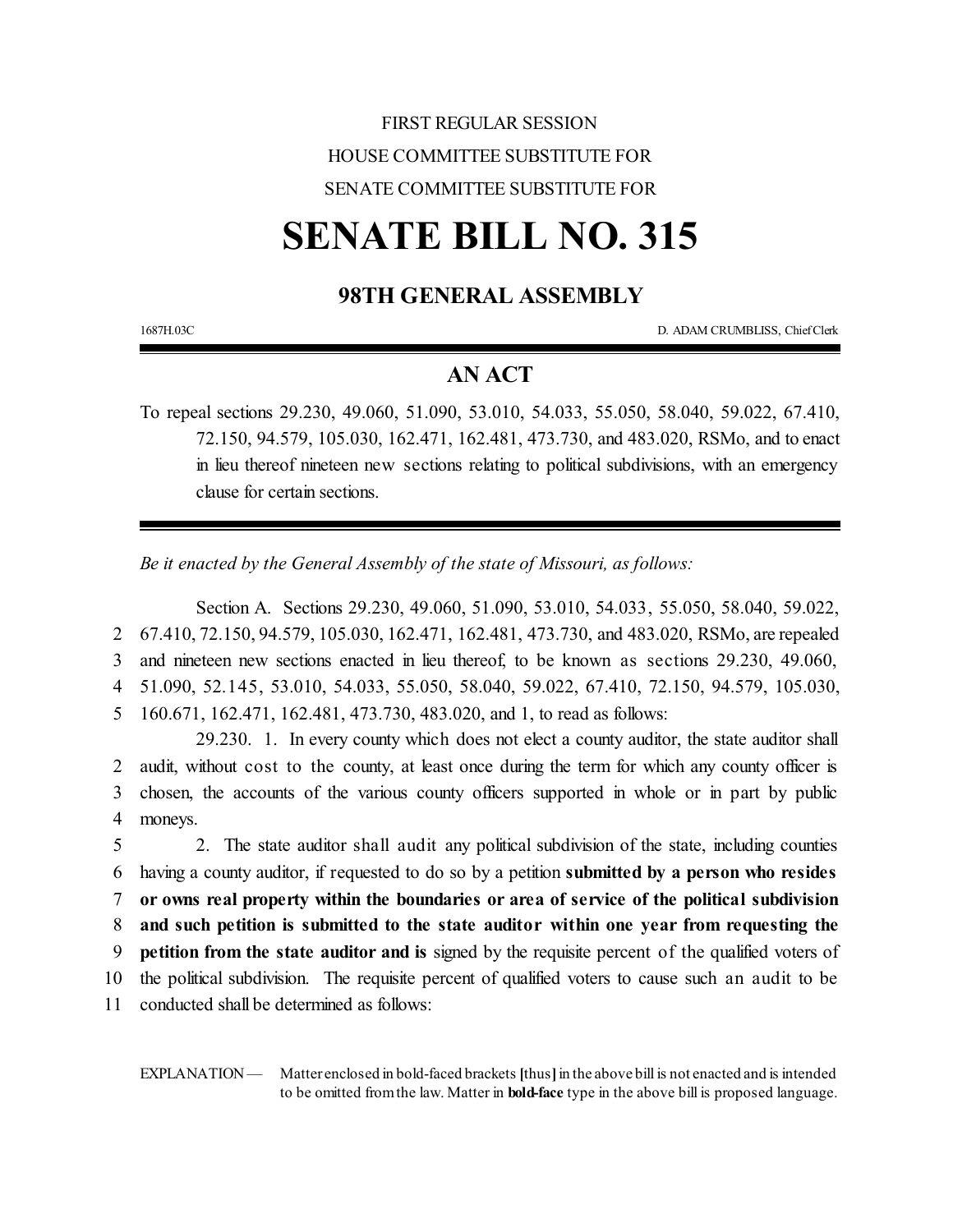FIRST REGULAR SESSION

HOUSE COMMITTEE SUBSTITUTE FOR

SENATE COMMITTEE SUBSTITUTE FOR

# SENATE BILL NO. 315

## 98TH GENERAL ASSEMBLY

1687H.03C D. ADAM CRUMBLISS, Chief Clerk

## AN ACT

To repeal sections 29.230, 49.060, 51.090, 53.010, 54.033, 55.050, 58.040, 59.022, 67.410, 72.150, 94.579, 105.030, 162.471, 162.481, 473.730, and 483.020, RSMo, and to enact in lieu thereof nineteen new sections relating to political subdivisions, with an emergency clause for certain sections.

*Be it enacted by the General Assembly of the state of Missouri, as follows:*

Section A. Sections 29.230, 49.060, 51.090, 53.010, 54.033, 55.050, 58.040, 59.022, 67.410, 72.150, 94.579, 105.030, 162.471, 162.481, 473.730, and 483.020, RSMo, are repealed and nineteen new sections enacted in lieu thereof, to be known as sections 29.230, 49.060, 51.090, 52.145, 53.010, 54.033, 55.050, 58.040, 59.022, 67.410, 72.150, 94.579, 105.030, 160.671, 162.471, 162.481, 473.730, 483.020, and 1, to read as follows:

29.230. 1. In every county which does not elect a county auditor, the state auditor shall audit, without cost to the county, at least once during the term for which any county officer is chosen, the accounts of the various county officers supported in whole or in part by public moneys.

2. The state auditor shall audit any political subdivision of the state, including counties having a county auditor, if requested to do so by a petition **submitted by a person who resides or owns real property within the boundaries or area of service of the political subdivision and such petition is submitted to the state auditor within one year from requesting the petition from the state auditor and is** signed by the requisite percent of the qualified voters of the political subdivision. The requisite percent of qualified voters to cause such an audit to be conducted shall be determined as follows:

EXPLANATION — Matter enclosed in bold-faced brackets **[**thus**]** in the above bill is not enacted and is intended to be omitted from the law. Matter in **bold-face** type in the above bill is proposed language.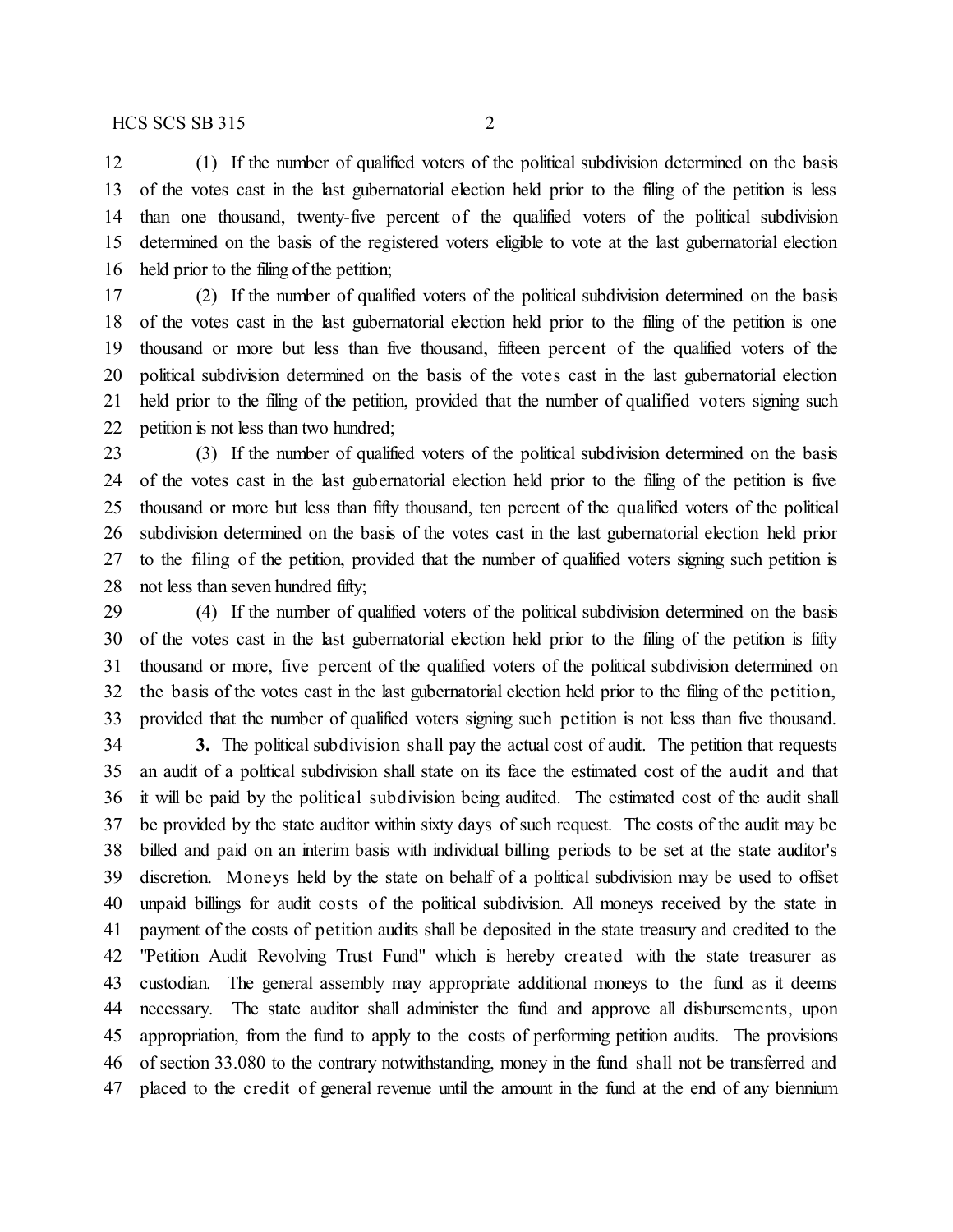(1) If the number of qualified voters of the political subdivision determined on the basis of the votes cast in the last gubernatorial election held prior to the filing of the petition is less than one thousand, twenty-five percent of the qualified voters of the political subdivision determined on the basis of the registered voters eligible to vote at the last gubernatorial election held prior to the filing of the petition;

(2) If the number of qualified voters of the political subdivision determined on the basis of the votes cast in the last gubernatorial election held prior to the filing of the petition is one thousand or more but less than five thousand, fifteen percent of the qualified voters of the political subdivision determined on the basis of the votes cast in the last gubernatorial election held prior to the filing of the petition, provided that the number of qualified voters signing such petition is not less than two hundred;

(3) If the number of qualified voters of the political subdivision determined on the basis of the votes cast in the last gubernatorial election held prior to the filing of the petition is five thousand or more but less than fifty thousand, ten percent of the qualified voters of the political subdivision determined on the basis of the votes cast in the last gubernatorial election held prior to the filing of the petition, provided that the number of qualified voters signing such petition is not less than seven hundred fifty;

(4) If the number of qualified voters of the political subdivision determined on the basis of the votes cast in the last gubernatorial election held prior to the filing of the petition is fifty thousand or more, five percent of the qualified voters of the political subdivision determined on the basis of the votes cast in the last gubernatorial election held prior to the filing of the petition, provided that the number of qualified voters signing such petition is not less than five thousand.

**3.** The political subdivision shall pay the actual cost of audit. The petition that requests an audit of a political subdivision shall state on its face the estimated cost of the audit and that it will be paid by the political subdivision being audited. The estimated cost of the audit shall be provided by the state auditor within sixty days of such request. The costs of the audit may be billed and paid on an interim basis with individual billing periods to be set at the state auditor's discretion. Moneys held by the state on behalf of a political subdivision may be used to offset unpaid billings for audit costs of the political subdivision. All moneys received by the state in payment of the costs of petition audits shall be deposited in the state treasury and credited to the "Petition Audit Revolving Trust Fund" which is hereby created with the state treasurer as custodian. The general assembly may appropriate additional moneys to the fund as it deems necessary. The state auditor shall administer the fund and approve all disbursements, upon appropriation, from the fund to apply to the costs of performing petition audits. The provisions of section 33.080 to the contrary notwithstanding, money in the fund shall not be transferred and placed to the credit of general revenue until the amount in the fund at the end of any biennium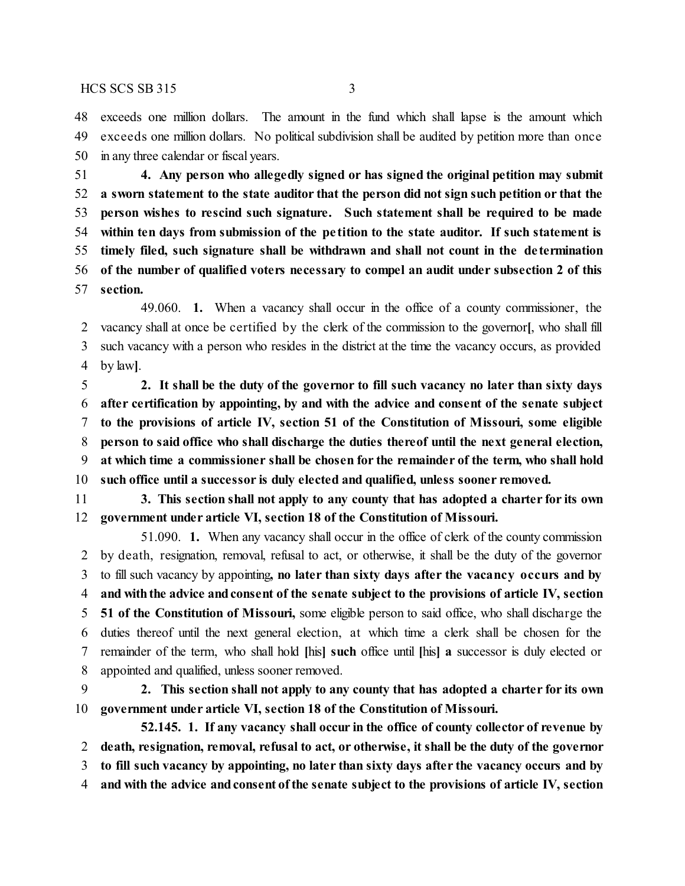exceeds one million dollars. The amount in the fund which shall lapse is the amount which exceeds one million dollars. No political subdivision shall be audited by petition more than once in any three calendar or fiscal years.

**4. Any person who allegedly signed or has signed the original petition may submit a sworn statement to the state auditor that the person did not sign such petition or that the person wishes to rescind such signature. Such statement shall be required to be made within ten days from submission of the petition to the state auditor. If such statement is timely filed, such signature shall be withdrawn and shall not count in the determination of the number of qualified voters necessary to compel an audit under subsection 2 of this section.**

49.060. **1.** When a vacancy shall occur in the office of a county commissioner, the vacancy shall at once be certified by the clerk of the commission to the governor**[**, who shall fill such vacancy with a person who resides in the district at the time the vacancy occurs, as provided by law**]**.

**2. It shall be the duty of the governor to fill such vacancy no later than sixty days after certification by appointing, by and with the advice and consent of the senate subject to the provisions of article IV, section 51 of the Constitution of Missouri, some eligible person to said office who shall discharge the duties thereof until the next general election, at which time a commissioner shall be chosen for the remainder of the term, who shall hold such office until a successor is duly elected and qualified, unless sooner removed.**

**3. This section shall not apply to any county that has adopted a charter for its own government under article VI, section 18 of the Constitution of Missouri.**

51.090. **1.** When any vacancy shall occur in the office of clerk of the county commission by death, resignation, removal, refusal to act, or otherwise, it shall be the duty of the governor to fill such vacancy by appointing**, no later than sixty days after the vacancy occurs and by and with the advice and consent of the senate subject to the provisions of article IV, section 51 of the Constitution of Missouri,** some eligible person to said office, who shall discharge the duties thereof until the next general election, at which time a clerk shall be chosen for the remainder of the term, who shall hold **[**his**] such** office until **[**his**] a** successor is duly elected or appointed and qualified, unless sooner removed.

**2. This section shall not apply to any county that has adopted a charter for its own government under article VI, section 18 of the Constitution of Missouri.**

**52.145. 1. If any vacancy shall occur in the office of county collector of revenue by death, resignation, removal, refusal to act, or otherwise, it shall be the duty of the governor to fill such vacancy by appointing, no later than sixty days after the vacancy occurs and by and with the advice and consent of the senate subject to the provisions of article IV, section**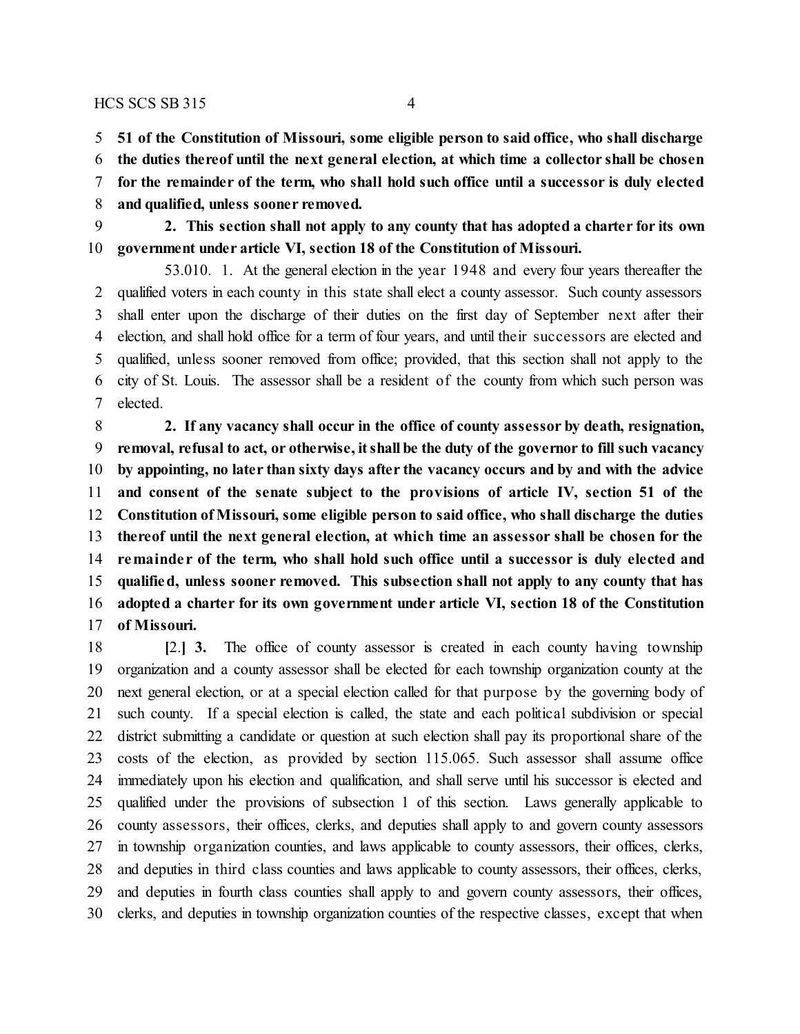**51 of the Constitution of Missouri, some eligible person to said office, who shall discharge the duties thereof until the next general election, at which time a collector shall be chosen for the remainder of the term, who shall hold such office until a successor is duly elected and qualified, unless sooner removed.**

**2. This section shall not apply to any county that has adopted a charter for its own government under article VI, section 18 of the Constitution of Missouri.**

53.010. 1. At the general election in the year 1948 and every four years thereafter the qualified voters in each county in this state shall elect a county assessor. Such county assessors shall enter upon the discharge of their duties on the first day of September next after their election, and shall hold office for a term of four years, and until their successors are elected and qualified, unless sooner removed from office; provided, that this section shall not apply to the city of St. Louis. The assessor shall be a resident of the county from which such person was elected.

**2. If any vacancy shall occur in the office of county assessor by death, resignation, removal, refusal to act, or otherwise, it shall be the duty of the governor to fill such vacancy by appointing, no later than sixty days after the vacancy occurs and by and with the advice and consent of the senate subject to the provisions of article IV, section 51 of the Constitution of Missouri, some eligible person to said office, who shall discharge the duties thereof until the next general election, at which time an assessor shall be chosen for the remainder of the term, who shall hold such office until a successor is duly elected and qualified, unless sooner removed. This subsection shall not apply to any county that has adopted a charter for its own government under article VI, section 18 of the Constitution of Missouri.**

[2.] **3.** The office of county assessor is created in each county having township organization and a county assessor shall be elected for each township organization county at the next general election, or at a special election called for that purpose by the governing body of such county. If a special election is called, the state and each political subdivision or special district submitting a candidate or question at such election shall pay its proportional share of the costs of the election, as provided by section 115.065. Such assessor shall assume office immediately upon his election and qualification, and shall serve until his successor is elected and qualified under the provisions of subsection 1 of this section. Laws generally applicable to county assessors, their offices, clerks, and deputies shall apply to and govern county assessors in township organization counties, and laws applicable to county assessors, their offices, clerks, and deputies in third class counties and laws applicable to county assessors, their offices, clerks, and deputies in fourth class counties shall apply to and govern county assessors, their offices, clerks, and deputies in township organization counties of the respective classes, except that when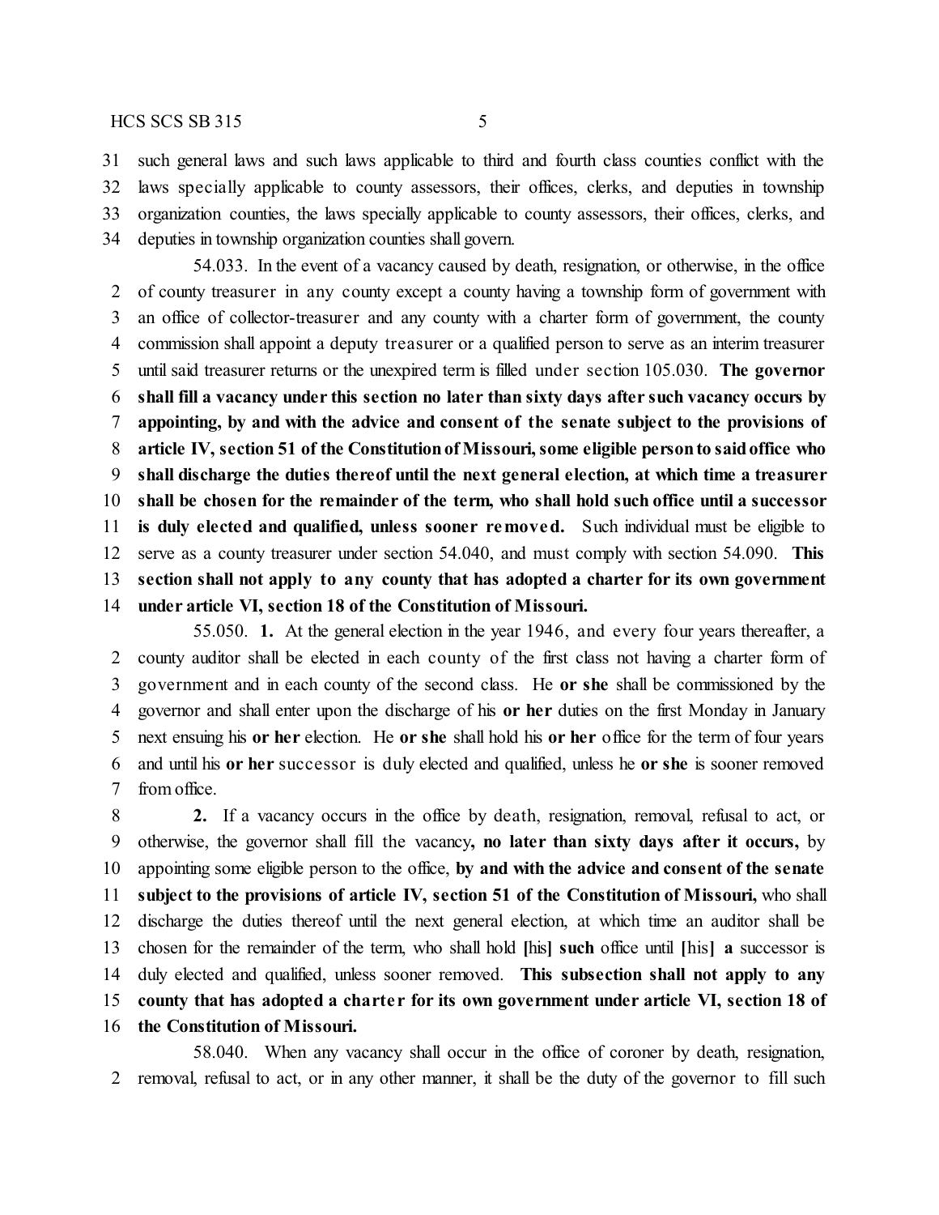such general laws and such laws applicable to third and fourth class counties conflict with the laws specially applicable to county assessors, their offices, clerks, and deputies in township organization counties, the laws specially applicable to county assessors, their offices, clerks, and deputies in township organization counties shall govern.

54.033. In the event of a vacancy caused by death, resignation, or otherwise, in the office of county treasurer in any county except a county having a township form of government with an office of collector-treasurer and any county with a charter form of government, the county commission shall appoint a deputy treasurer or a qualified person to serve as an interim treasurer until said treasurer returns or the unexpired term is filled under section 105.030. **The governor shall fill a vacancy under this section no later than sixty days after such vacancy occurs by appointing, by and with the advice and consent of the senate subject to the provisions of article IV, section 51 of the Constitution of Missouri, some eligible person to said office who shall discharge the duties thereof until the next general election, at which time a treasurer shall be chosen for the remainder of the term, who shall hold such office until a successor is duly elected and qualified, unless sooner removed.** Such individual must be eligible to serve as a county treasurer under section 54.040, and must comply with section 54.090. **This section shall not apply to any county that has adopted a charter for its own government under article VI, section 18 of the Constitution of Missouri.**

55.050. **1.** At the general election in the year 1946, and every four years thereafter, a county auditor shall be elected in each county of the first class not having a charter form of government and in each county of the second class. He **or she** shall be commissioned by the governor and shall enter upon the discharge of his **or her** duties on the first Monday in January next ensuing his **or her** election. He **or she** shall hold his **or her** office for the term of four years and until his **or her** successor is duly elected and qualified, unless he **or she** is sooner removed from office.

**2.** If a vacancy occurs in the office by death, resignation, removal, refusal to act, or otherwise, the governor shall fill the vacancy**, no later than sixty days after it occurs,** by appointing some eligible person to the office, **by and with the advice and consent of the senate subject to the provisions of article IV, section 51 of the Constitution of Missouri,** who shall discharge the duties thereof until the next general election, at which time an auditor shall be chosen for the remainder of the term, who shall hold **[**his**] such** office until **[**his**] a** successor is duly elected and qualified, unless sooner removed. **This subsection shall not apply to any county that has adopted a charter for its own government under article VI, section 18 of the Constitution of Missouri.**

58.040. When any vacancy shall occur in the office of coroner by death, resignation, removal, refusal to act, or in any other manner, it shall be the duty of the governor to fill such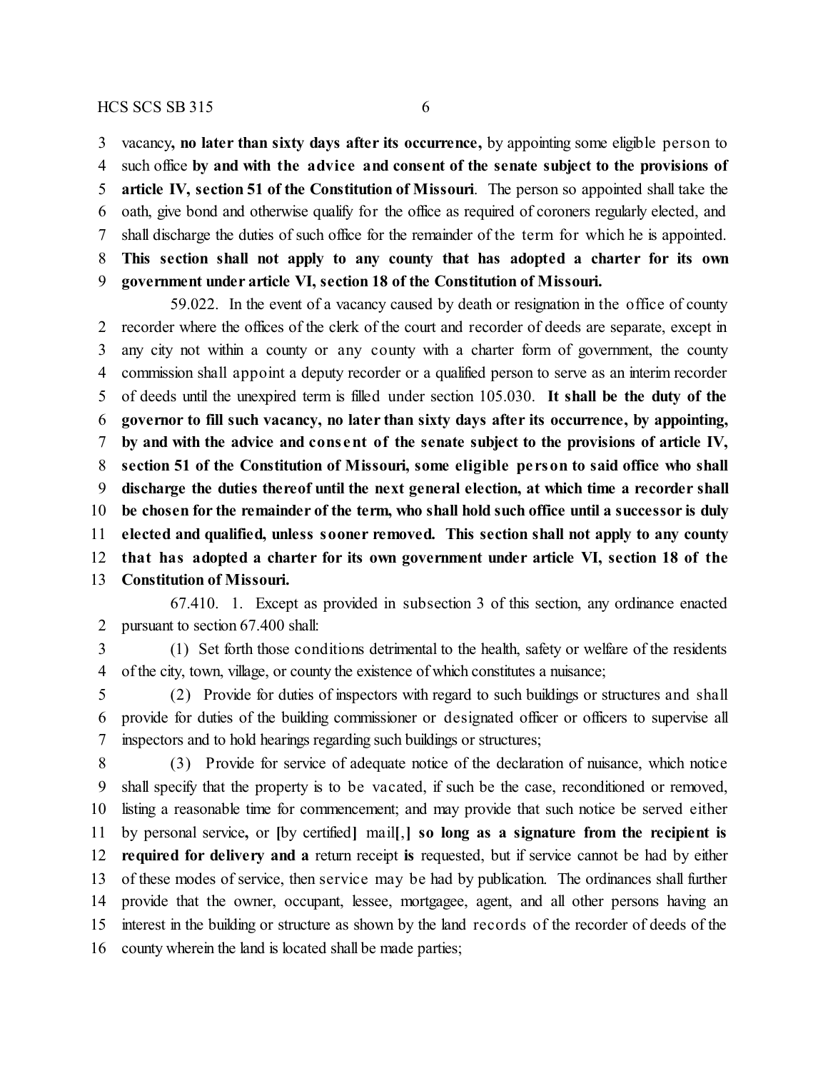vacancy**, no later than sixty days after its occurrence,** by appointing some eligible person to such office **by and with the advice and consent of the senate subject to the provisions of article IV, section 51 of the Constitution of Missouri**. The person so appointed shall take the oath, give bond and otherwise qualify for the office as required of coroners regularly elected, and shall discharge the duties of such office for the remainder of the term for which he is appointed. **This section shall not apply to any county that has adopted a charter for its own government under article VI, section 18 of the Constitution of Missouri.**

59.022. In the event of a vacancy caused by death or resignation in the office of county recorder where the offices of the clerk of the court and recorder of deeds are separate, except in any city not within a county or any county with a charter form of government, the county commission shall appoint a deputy recorder or a qualified person to serve as an interim recorder of deeds until the unexpired term is filled under section 105.030. **It shall be the duty of the governor to fill such vacancy, no later than sixty days after its occurrence, by appointing, by and with the advice and consent of the senate subject to the provisions of article IV, section 51 of the Constitution of Missouri, some eligible person to said office who shall discharge the duties thereof until the next general election, at which time a recorder shall be chosen for the remainder of the term, who shall hold such office until a successor is duly elected and qualified, unless sooner removed. This section shall not apply to any county that has adopted a charter for its own government under article VI, section 18 of the Constitution of Missouri.**

67.410. 1. Except as provided in subsection 3 of this section, any ordinance enacted pursuant to section 67.400 shall:

(1) Set forth those conditions detrimental to the health, safety or welfare of the residents of the city, town, village, or county the existence of which constitutes a nuisance;

(2) Provide for duties of inspectors with regard to such buildings or structures and shall provide for duties of the building commissioner or designated officer or officers to supervise all inspectors and to hold hearings regarding such buildings or structures;

(3) Provide for service of adequate notice of the declaration of nuisance, which notice shall specify that the property is to be vacated, if such be the case, reconditioned or removed, listing a reasonable time for commencement; and may provide that such notice be served either by personal service**,** or **[**by certified**]** mail**[**,**] so long as a signature from the recipient is required for delivery and a** return receipt **is** requested, but if service cannot be had by either of these modes of service, then service may be had by publication. The ordinances shall further provide that the owner, occupant, lessee, mortgagee, agent, and all other persons having an interest in the building or structure as shown by the land records of the recorder of deeds of the county wherein the land is located shall be made parties;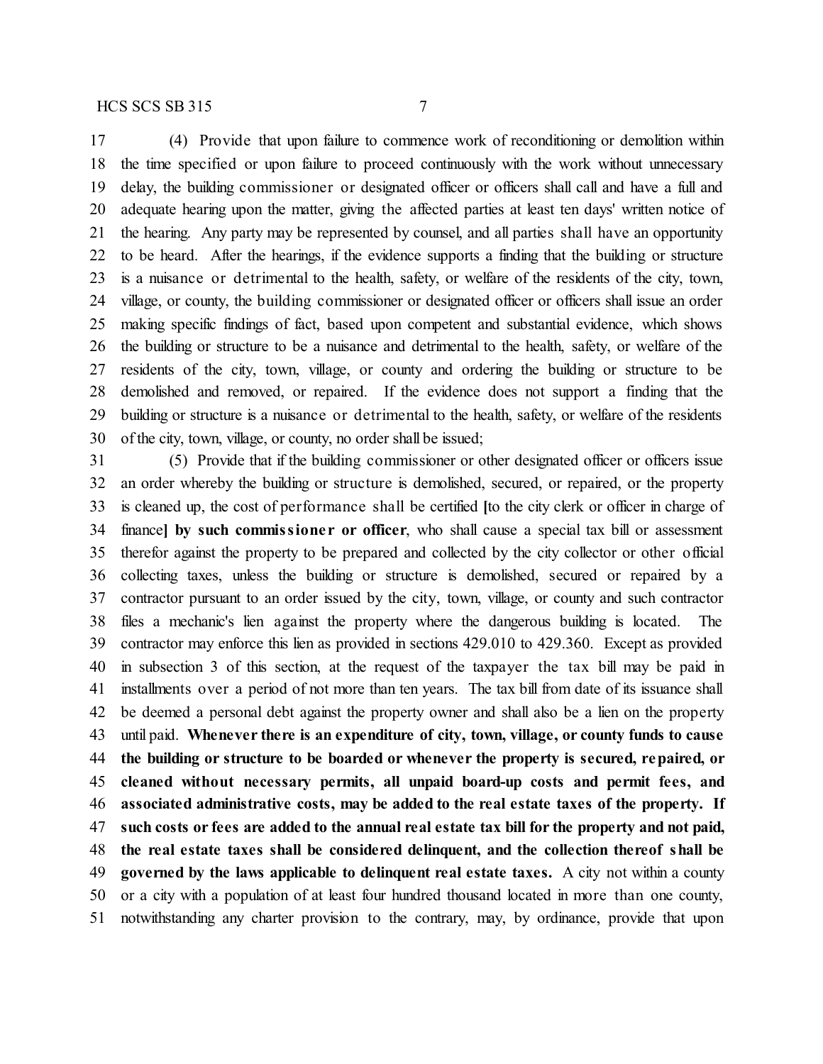(4) Provide that upon failure to commence work of reconditioning or demolition within the time specified or upon failure to proceed continuously with the work without unnecessary delay, the building commissioner or designated officer or officers shall call and have a full and adequate hearing upon the matter, giving the affected parties at least ten days' written notice of the hearing. Any party may be represented by counsel, and all parties shall have an opportunity to be heard. After the hearings, if the evidence supports a finding that the building or structure is a nuisance or detrimental to the health, safety, or welfare of the residents of the city, town, village, or county, the building commissioner or designated officer or officers shall issue an order making specific findings of fact, based upon competent and substantial evidence, which shows the building or structure to be a nuisance and detrimental to the health, safety, or welfare of the residents of the city, town, village, or county and ordering the building or structure to be demolished and removed, or repaired. If the evidence does not support a finding that the building or structure is a nuisance or detrimental to the health, safety, or welfare of the residents of the city, town, village, or county, no order shall be issued;

(5) Provide that if the building commissioner or other designated officer or officers issue an order whereby the building or structure is demolished, secured, or repaired, or the property is cleaned up, the cost of performance shall be certified [to the city clerk or officer in charge of finance] **by such commissioner or officer**, who shall cause a special tax bill or assessment therefor against the property to be prepared and collected by the city collector or other official collecting taxes, unless the building or structure is demolished, secured or repaired by a contractor pursuant to an order issued by the city, town, village, or county and such contractor files a mechanic's lien against the property where the dangerous building is located. The contractor may enforce this lien as provided in sections 429.010 to 429.360. Except as provided in subsection 3 of this section, at the request of the taxpayer the tax bill may be paid in installments over a period of not more than ten years. The tax bill from date of its issuance shall be deemed a personal debt against the property owner and shall also be a lien on the property until paid. **Whenever there is an expenditure of city, town, village, or county funds to cause the building or structure to be boarded or whenever the property is secured, repaired, or cleaned without necessary permits, all unpaid board-up costs and permit fees, and associated administrative costs, may be added to the real estate taxes of the property. If such costs or fees are added to the annual real estate tax bill for the property and not paid, the real estate taxes shall be considered delinquent, and the collection thereof shall be governed by the laws applicable to delinquent real estate taxes.** A city not within a county or a city with a population of at least four hundred thousand located in more than one county, notwithstanding any charter provision to the contrary, may, by ordinance, provide that upon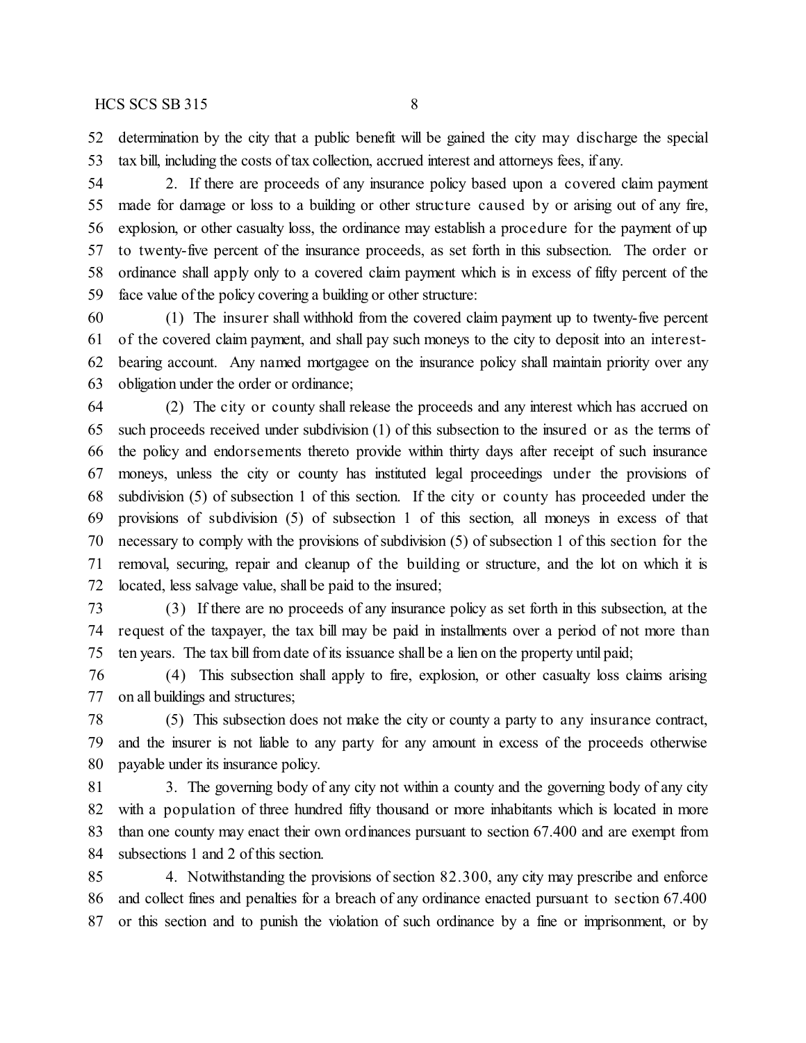determination by the city that a public benefit will be gained the city may discharge the special tax bill, including the costs of tax collection, accrued interest and attorneys fees, if any.

2. If there are proceeds of any insurance policy based upon a covered claim payment made for damage or loss to a building or other structure caused by or arising out of any fire, explosion, or other casualty loss, the ordinance may establish a procedure for the payment of up to twenty-five percent of the insurance proceeds, as set forth in this subsection. The order or ordinance shall apply only to a covered claim payment which is in excess of fifty percent of the face value of the policy covering a building or other structure:

(1) The insurer shall withhold from the covered claim payment up to twenty-five percent of the covered claim payment, and shall pay such moneys to the city to deposit into an interest-bearing account. Any named mortgagee on the insurance policy shall maintain priority over any obligation under the order or ordinance;

(2) The city or county shall release the proceeds and any interest which has accrued on such proceeds received under subdivision (1) of this subsection to the insured or as the terms of the policy and endorsements thereto provide within thirty days after receipt of such insurance moneys, unless the city or county has instituted legal proceedings under the provisions of subdivision (5) of subsection 1 of this section. If the city or county has proceeded under the provisions of subdivision (5) of subsection 1 of this section, all moneys in excess of that necessary to comply with the provisions of subdivision (5) of subsection 1 of this section for the removal, securing, repair and cleanup of the building or structure, and the lot on which it is located, less salvage value, shall be paid to the insured;

(3) If there are no proceeds of any insurance policy as set forth in this subsection, at the request of the taxpayer, the tax bill may be paid in installments over a period of not more than ten years. The tax bill from date of its issuance shall be a lien on the property until paid;

(4) This subsection shall apply to fire, explosion, or other casualty loss claims arising on all buildings and structures;

(5) This subsection does not make the city or county a party to any insurance contract, and the insurer is not liable to any party for any amount in excess of the proceeds otherwise payable under its insurance policy.

3. The governing body of any city not within a county and the governing body of any city with a population of three hundred fifty thousand or more inhabitants which is located in more than one county may enact their own ordinances pursuant to section 67.400 and are exempt from subsections 1 and 2 of this section.

4. Notwithstanding the provisions of section 82.300, any city may prescribe and enforce and collect fines and penalties for a breach of any ordinance enacted pursuant to section 67.400 or this section and to punish the violation of such ordinance by a fine or imprisonment, or by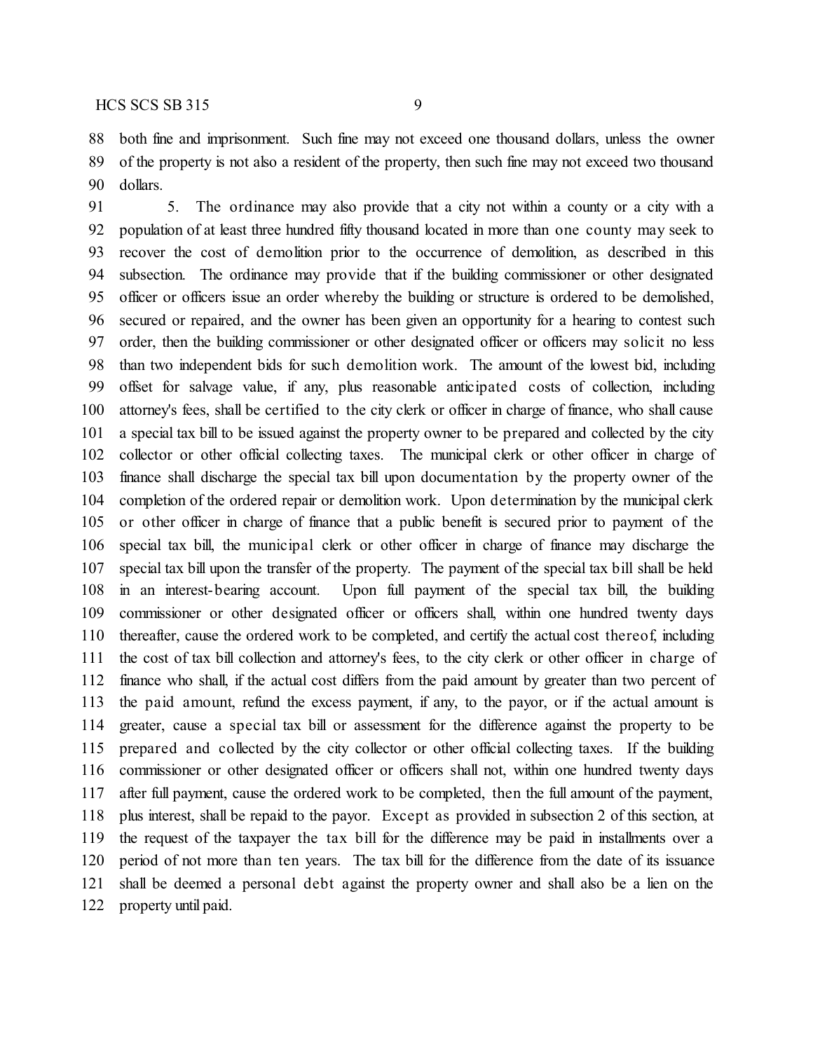both fine and imprisonment. Such fine may not exceed one thousand dollars, unless the owner of the property is not also a resident of the property, then such fine may not exceed two thousand dollars.

5. The ordinance may also provide that a city not within a county or a city with a population of at least three hundred fifty thousand located in more than one county may seek to recover the cost of demolition prior to the occurrence of demolition, as described in this subsection. The ordinance may provide that if the building commissioner or other designated officer or officers issue an order whereby the building or structure is ordered to be demolished, secured or repaired, and the owner has been given an opportunity for a hearing to contest such order, then the building commissioner or other designated officer or officers may solicit no less than two independent bids for such demolition work. The amount of the lowest bid, including offset for salvage value, if any, plus reasonable anticipated costs of collection, including attorney's fees, shall be certified to the city clerk or officer in charge of finance, who shall cause a special tax bill to be issued against the property owner to be prepared and collected by the city collector or other official collecting taxes. The municipal clerk or other officer in charge of finance shall discharge the special tax bill upon documentation by the property owner of the completion of the ordered repair or demolition work. Upon determination by the municipal clerk or other officer in charge of finance that a public benefit is secured prior to payment of the special tax bill, the municipal clerk or other officer in charge of finance may discharge the special tax bill upon the transfer of the property. The payment of the special tax bill shall be held in an interest-bearing account. Upon full payment of the special tax bill, the building commissioner or other designated officer or officers shall, within one hundred twenty days thereafter, cause the ordered work to be completed, and certify the actual cost thereof, including the cost of tax bill collection and attorney's fees, to the city clerk or other officer in charge of finance who shall, if the actual cost differs from the paid amount by greater than two percent of the paid amount, refund the excess payment, if any, to the payor, or if the actual amount is greater, cause a special tax bill or assessment for the difference against the property to be prepared and collected by the city collector or other official collecting taxes. If the building commissioner or other designated officer or officers shall not, within one hundred twenty days after full payment, cause the ordered work to be completed, then the full amount of the payment, plus interest, shall be repaid to the payor. Except as provided in subsection 2 of this section, at the request of the taxpayer the tax bill for the difference may be paid in installments over a period of not more than ten years. The tax bill for the difference from the date of its issuance shall be deemed a personal debt against the property owner and shall also be a lien on the property until paid.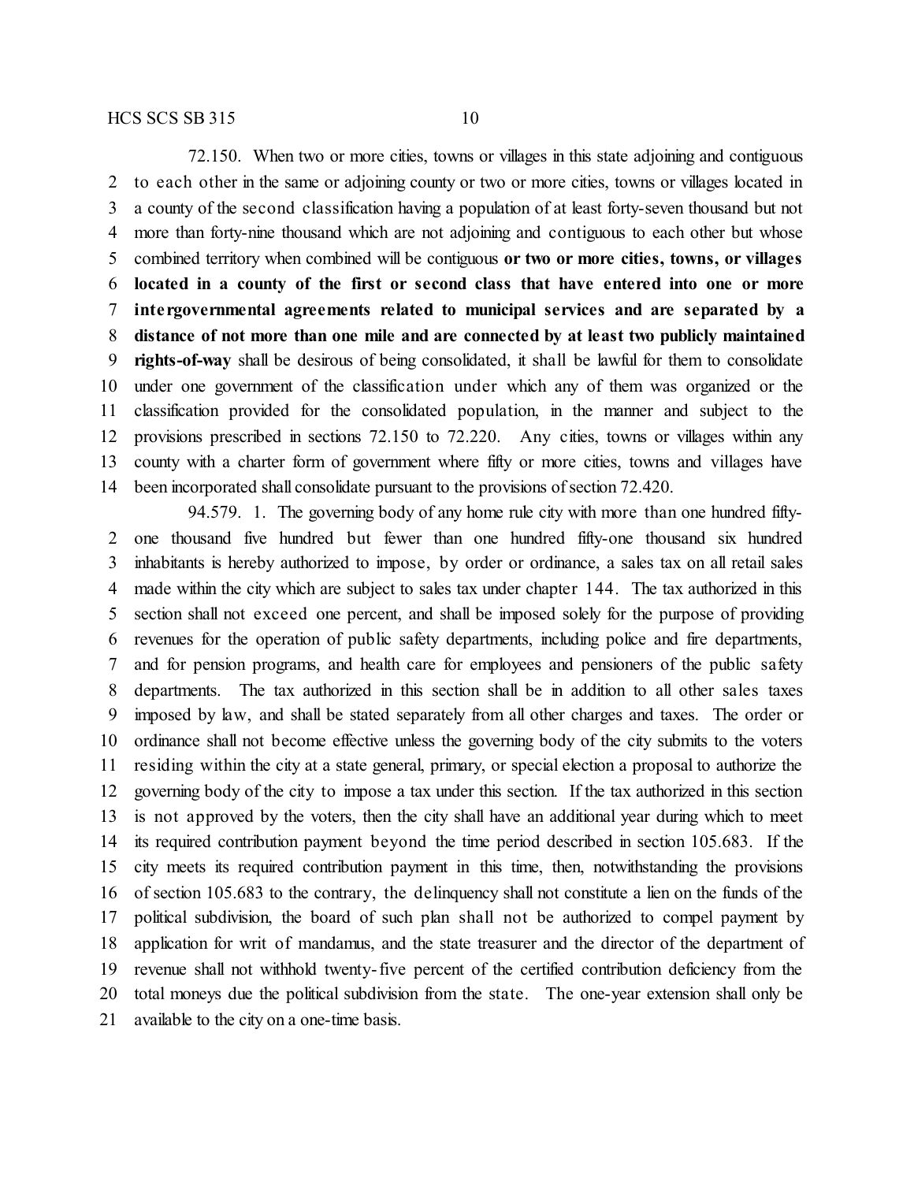72.150. When two or more cities, towns or villages in this state adjoining and contiguous to each other in the same or adjoining county or two or more cities, towns or villages located in a county of the second classification having a population of at least forty-seven thousand but not more than forty-nine thousand which are not adjoining and contiguous to each other but whose combined territory when combined will be contiguous **or two or more cities, towns, or villages located in a county of the first or second class that have entered into one or more intergovernmental agreements related to municipal services and are separated by a distance of not more than one mile and are connected by at least two publicly maintained rights-of-way** shall be desirous of being consolidated, it shall be lawful for them to consolidate under one government of the classification under which any of them was organized or the classification provided for the consolidated population, in the manner and subject to the provisions prescribed in sections 72.150 to 72.220. Any cities, towns or villages within any county with a charter form of government where fifty or more cities, towns and villages have been incorporated shall consolidate pursuant to the provisions of section 72.420.

94.579. 1. The governing body of any home rule city with more than one hundred fifty-one thousand five hundred but fewer than one hundred fifty-one thousand six hundred inhabitants is hereby authorized to impose, by order or ordinance, a sales tax on all retail sales made within the city which are subject to sales tax under chapter 144. The tax authorized in this section shall not exceed one percent, and shall be imposed solely for the purpose of providing revenues for the operation of public safety departments, including police and fire departments, and for pension programs, and health care for employees and pensioners of the public safety departments. The tax authorized in this section shall be in addition to all other sales taxes imposed by law, and shall be stated separately from all other charges and taxes. The order or ordinance shall not become effective unless the governing body of the city submits to the voters residing within the city at a state general, primary, or special election a proposal to authorize the governing body of the city to impose a tax under this section. If the tax authorized in this section is not approved by the voters, then the city shall have an additional year during which to meet its required contribution payment beyond the time period described in section 105.683. If the city meets its required contribution payment in this time, then, notwithstanding the provisions of section 105.683 to the contrary, the delinquency shall not constitute a lien on the funds of the political subdivision, the board of such plan shall not be authorized to compel payment by application for writ of mandamus, and the state treasurer and the director of the department of revenue shall not withhold twenty-five percent of the certified contribution deficiency from the total moneys due the political subdivision from the state. The one-year extension shall only be available to the city on a one-time basis.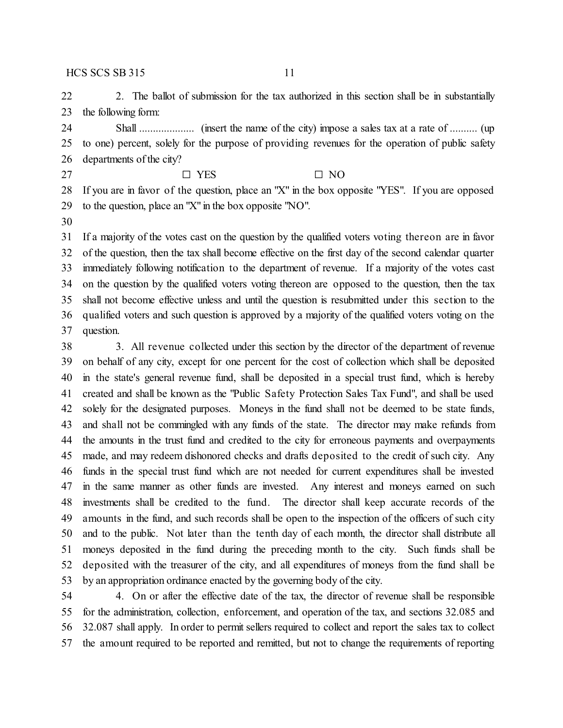2. The ballot of submission for the tax authorized in this section shall be in substantially the following form:

Shall .................... (insert the name of the city) impose a sales tax at a rate of .......... (up to one) percent, solely for the purpose of providing revenues for the operation of public safety departments of the city?

☐ YES ☐ NO

If you are in favor of the question, place an "X" in the box opposite "YES". If you are opposed to the question, place an "X" in the box opposite "NO".

If a majority of the votes cast on the question by the qualified voters voting thereon are in favor of the question, then the tax shall become effective on the first day of the second calendar quarter immediately following notification to the department of revenue. If a majority of the votes cast on the question by the qualified voters voting thereon are opposed to the question, then the tax shall not become effective unless and until the question is resubmitted under this section to the qualified voters and such question is approved by a majority of the qualified voters voting on the question.

3. All revenue collected under this section by the director of the department of revenue on behalf of any city, except for one percent for the cost of collection which shall be deposited in the state's general revenue fund, shall be deposited in a special trust fund, which is hereby created and shall be known as the "Public Safety Protection Sales Tax Fund", and shall be used solely for the designated purposes. Moneys in the fund shall not be deemed to be state funds, and shall not be commingled with any funds of the state. The director may make refunds from the amounts in the trust fund and credited to the city for erroneous payments and overpayments made, and may redeem dishonored checks and drafts deposited to the credit of such city. Any funds in the special trust fund which are not needed for current expenditures shall be invested in the same manner as other funds are invested. Any interest and moneys earned on such investments shall be credited to the fund. The director shall keep accurate records of the amounts in the fund, and such records shall be open to the inspection of the officers of such city and to the public. Not later than the tenth day of each month, the director shall distribute all moneys deposited in the fund during the preceding month to the city. Such funds shall be deposited with the treasurer of the city, and all expenditures of moneys from the fund shall be by an appropriation ordinance enacted by the governing body of the city.

4. On or after the effective date of the tax, the director of revenue shall be responsible for the administration, collection, enforcement, and operation of the tax, and sections 32.085 and 32.087 shall apply. In order to permit sellers required to collect and report the sales tax to collect the amount required to be reported and remitted, but not to change the requirements of reporting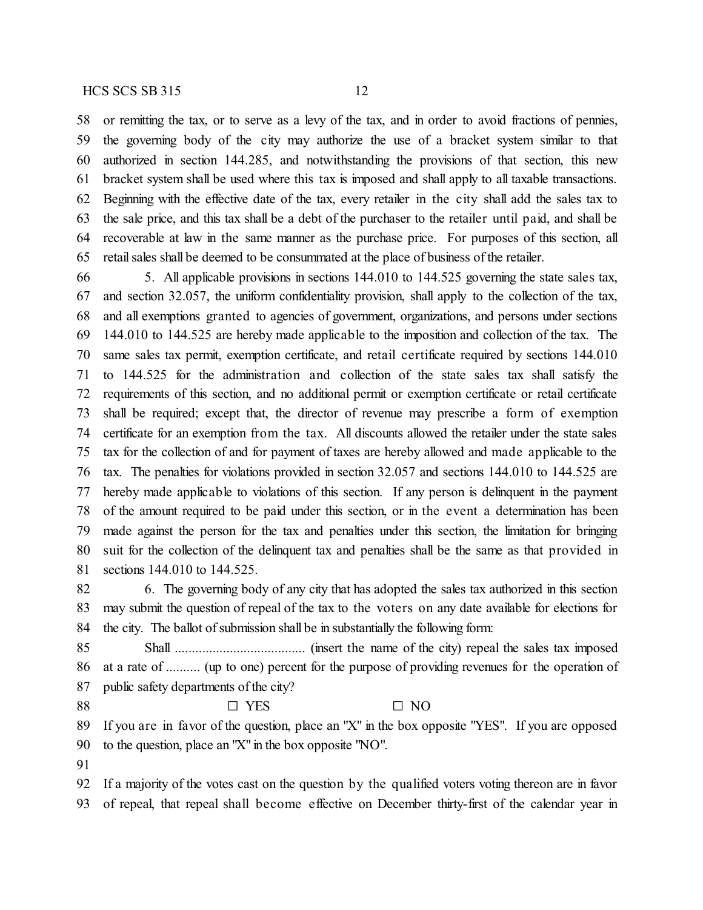or remitting the tax, or to serve as a levy of the tax, and in order to avoid fractions of pennies, the governing body of the city may authorize the use of a bracket system similar to that authorized in section 144.285, and notwithstanding the provisions of that section, this new bracket system shall be used where this tax is imposed and shall apply to all taxable transactions. Beginning with the effective date of the tax, every retailer in the city shall add the sales tax to the sale price, and this tax shall be a debt of the purchaser to the retailer until paid, and shall be recoverable at law in the same manner as the purchase price. For purposes of this section, all retail sales shall be deemed to be consummated at the place of business of the retailer.

5. All applicable provisions in sections 144.010 to 144.525 governing the state sales tax, and section 32.057, the uniform confidentiality provision, shall apply to the collection of the tax, and all exemptions granted to agencies of government, organizations, and persons under sections 144.010 to 144.525 are hereby made applicable to the imposition and collection of the tax. The same sales tax permit, exemption certificate, and retail certificate required by sections 144.010 to 144.525 for the administration and collection of the state sales tax shall satisfy the requirements of this section, and no additional permit or exemption certificate or retail certificate shall be required; except that, the director of revenue may prescribe a form of exemption certificate for an exemption from the tax. All discounts allowed the retailer under the state sales tax for the collection of and for payment of taxes are hereby allowed and made applicable to the tax. The penalties for violations provided in section 32.057 and sections 144.010 to 144.525 are hereby made applicable to violations of this section. If any person is delinquent in the payment of the amount required to be paid under this section, or in the event a determination has been made against the person for the tax and penalties under this section, the limitation for bringing suit for the collection of the delinquent tax and penalties shall be the same as that provided in sections 144.010 to 144.525.

6. The governing body of any city that has adopted the sales tax authorized in this section may submit the question of repeal of the tax to the voters on any date available for elections for the city. The ballot of submission shall be in substantially the following form:

Shall ...................................... (insert the name of the city) repeal the sales tax imposed at a rate of .......... (up to one) percent for the purpose of providing revenues for the operation of public safety departments of the city?

☐ YES ☐ NO

If you are in favor of the question, place an "X" in the box opposite "YES". If you are opposed to the question, place an "X" in the box opposite "NO".

If a majority of the votes cast on the question by the qualified voters voting thereon are in favor of repeal, that repeal shall become effective on December thirty-first of the calendar year in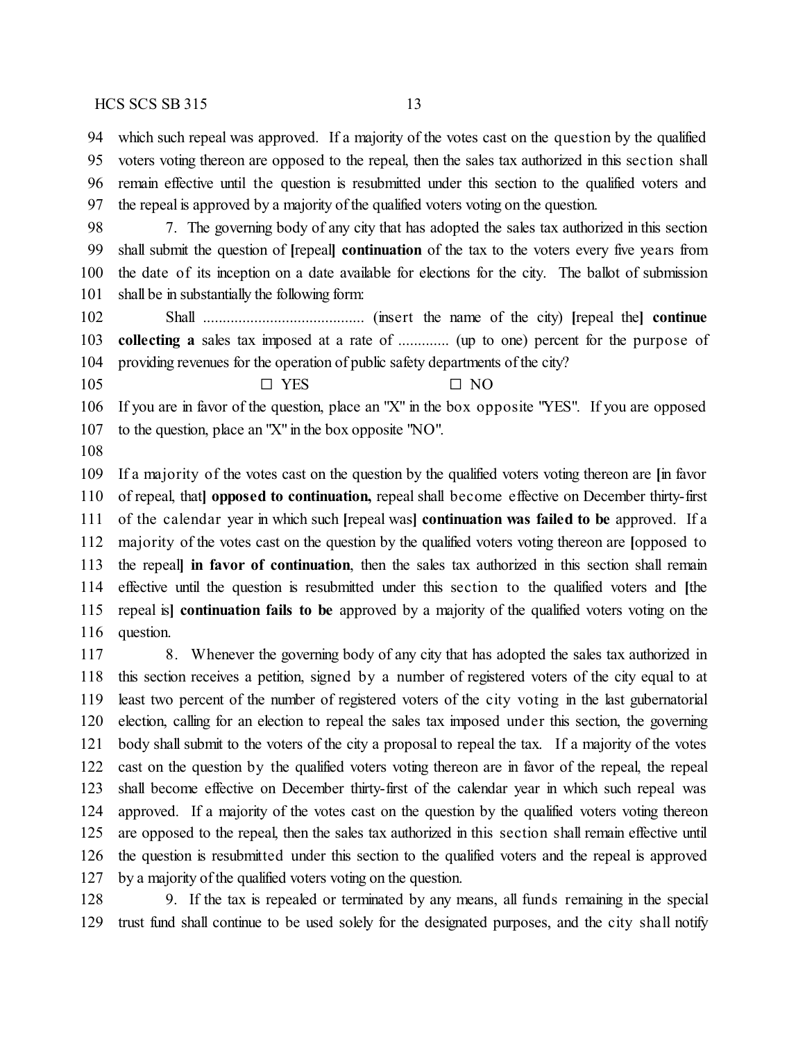94 which such repeal was approved. If a majority of the votes cast on the question by the qualified
95 voters voting thereon are opposed to the repeal, then the sales tax authorized in this section shall
96 remain effective until the question is resubmitted under this section to the qualified voters and
97 the repeal is approved by a majority of the qualified voters voting on the question.

98 7. The governing body of any city that has adopted the sales tax authorized in this section
99 shall submit the question of [repeal] **continuation** of the tax to the voters every five years from
100 the date of its inception on a date available for elections for the city. The ballot of submission
101 shall be in substantially the following form:

102 Shall ......................................... (insert the name of the city) [repeal the] **continue**
103 **collecting a** sales tax imposed at a rate of ............. (up to one) percent for the purpose of
104 providing revenues for the operation of public safety departments of the city?

105 ☐ YES ☐ NO

106 If you are in favor of the question, place an "X" in the box opposite "YES". If you are opposed
107 to the question, place an "X" in the box opposite "NO".

108

109 If a majority of the votes cast on the question by the qualified voters voting thereon are [in favor
110 of repeal, that] **opposed to continuation,** repeal shall become effective on December thirty-first
111 of the calendar year in which such [repeal was] **continuation was failed to be** approved. If a
112 majority of the votes cast on the question by the qualified voters voting thereon are [opposed to
113 the repeal] **in favor of continuation**, then the sales tax authorized in this section shall remain
114 effective until the question is resubmitted under this section to the qualified voters and [the
115 repeal is] **continuation fails to be** approved by a majority of the qualified voters voting on the
116 question.

117 8. Whenever the governing body of any city that has adopted the sales tax authorized in
118 this section receives a petition, signed by a number of registered voters of the city equal to at
119 least two percent of the number of registered voters of the city voting in the last gubernatorial
120 election, calling for an election to repeal the sales tax imposed under this section, the governing
121 body shall submit to the voters of the city a proposal to repeal the tax. If a majority of the votes
122 cast on the question by the qualified voters voting thereon are in favor of the repeal, the repeal
123 shall become effective on December thirty-first of the calendar year in which such repeal was
124 approved. If a majority of the votes cast on the question by the qualified voters voting thereon
125 are opposed to the repeal, then the sales tax authorized in this section shall remain effective until
126 the question is resubmitted under this section to the qualified voters and the repeal is approved
127 by a majority of the qualified voters voting on the question.

128 9. If the tax is repealed or terminated by any means, all funds remaining in the special
129 trust fund shall continue to be used solely for the designated purposes, and the city shall notify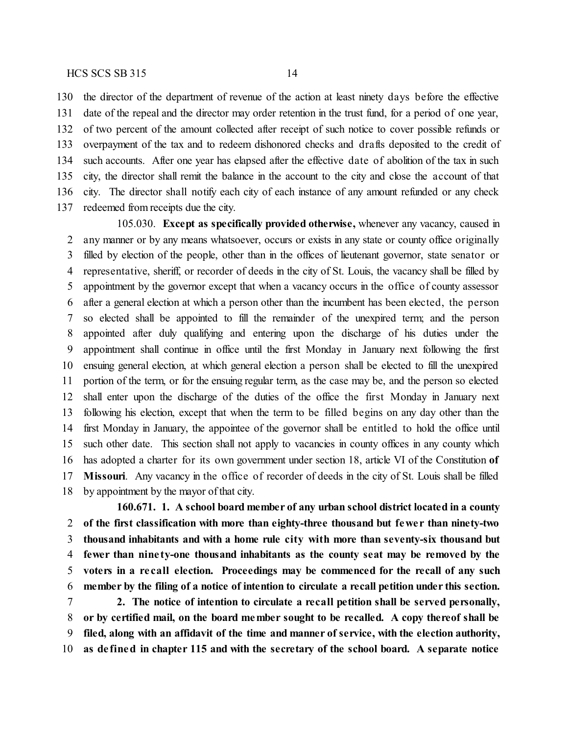the director of the department of revenue of the action at least ninety days before the effective date of the repeal and the director may order retention in the trust fund, for a period of one year, of two percent of the amount collected after receipt of such notice to cover possible refunds or overpayment of the tax and to redeem dishonored checks and drafts deposited to the credit of such accounts. After one year has elapsed after the effective date of abolition of the tax in such city, the director shall remit the balance in the account to the city and close the account of that city. The director shall notify each city of each instance of any amount refunded or any check redeemed from receipts due the city.

105.030. **Except as specifically provided otherwise,** whenever any vacancy, caused in any manner or by any means whatsoever, occurs or exists in any state or county office originally filled by election of the people, other than in the offices of lieutenant governor, state senator or representative, sheriff, or recorder of deeds in the city of St. Louis, the vacancy shall be filled by appointment by the governor except that when a vacancy occurs in the office of county assessor after a general election at which a person other than the incumbent has been elected, the person so elected shall be appointed to fill the remainder of the unexpired term; and the person appointed after duly qualifying and entering upon the discharge of his duties under the appointment shall continue in office until the first Monday in January next following the first ensuing general election, at which general election a person shall be elected to fill the unexpired portion of the term, or for the ensuing regular term, as the case may be, and the person so elected shall enter upon the discharge of the duties of the office the first Monday in January next following his election, except that when the term to be filled begins on any day other than the first Monday in January, the appointee of the governor shall be entitled to hold the office until such other date. This section shall not apply to vacancies in county offices in any county which has adopted a charter for its own government under section 18, article VI of the Constitution **of Missouri**. Any vacancy in the office of recorder of deeds in the city of St. Louis shall be filled by appointment by the mayor of that city.

**160.671. 1. A school board member of any urban school district located in a county of the first classification with more than eighty-three thousand but fewer than ninety-two thousand inhabitants and with a home rule city with more than seventy-six thousand but fewer than ninety-one thousand inhabitants as the county seat may be removed by the voters in a recall election. Proceedings may be commenced for the recall of any such member by the filing of a notice of intention to circulate a recall petition under this section.**

**2. The notice of intention to circulate a recall petition shall be served personally, or by certified mail, on the board member sought to be recalled. A copy thereof shall be filed, along with an affidavit of the time and manner of service, with the election authority, as defined in chapter 115 and with the secretary of the school board. A separate notice**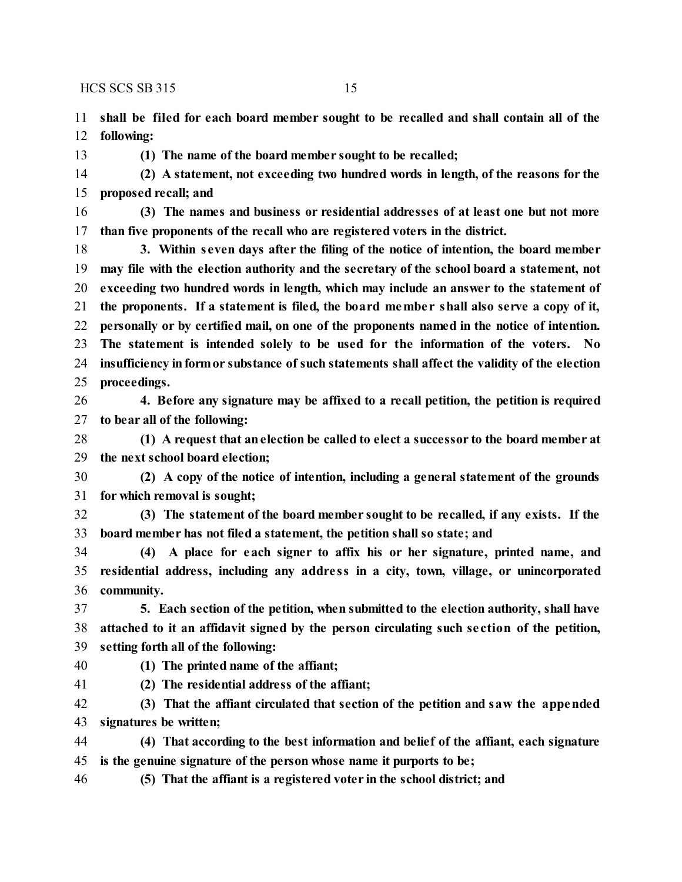**shall be filed for each board member sought to be recalled and shall contain all of the following:**

**(1) The name of the board member sought to be recalled;**

**(2) A statement, not exceeding two hundred words in length, of the reasons for the proposed recall; and**

**(3) The names and business or residential addresses of at least one but not more than five proponents of the recall who are registered voters in the district.**

**3. Within seven days after the filing of the notice of intention, the board member may file with the election authority and the secretary of the school board a statement, not exceeding two hundred words in length, which may include an answer to the statement of the proponents. If a statement is filed, the board member shall also serve a copy of it, personally or by certified mail, on one of the proponents named in the notice of intention. The statement is intended solely to be used for the information of the voters. No insufficiency in form or substance of such statements shall affect the validity of the election proceedings.**

**4. Before any signature may be affixed to a recall petition, the petition is required to bear all of the following:**

**(1) A request that an election be called to elect a successor to the board member at the next school board election;**

**(2) A copy of the notice of intention, including a general statement of the grounds for which removal is sought;**

**(3) The statement of the board member sought to be recalled, if any exists. If the board member has not filed a statement, the petition shall so state; and**

**(4) A place for each signer to affix his or her signature, printed name, and residential address, including any address in a city, town, village, or unincorporated community.**

**5. Each section of the petition, when submitted to the election authority, shall have attached to it an affidavit signed by the person circulating such section of the petition, setting forth all of the following:**

**(1) The printed name of the affiant;**

**(2) The residential address of the affiant;**

**(3) That the affiant circulated that section of the petition and saw the appended signatures be written;**

**(4) That according to the best information and belief of the affiant, each signature is the genuine signature of the person whose name it purports to be;**

**(5) That the affiant is a registered voter in the school district; and**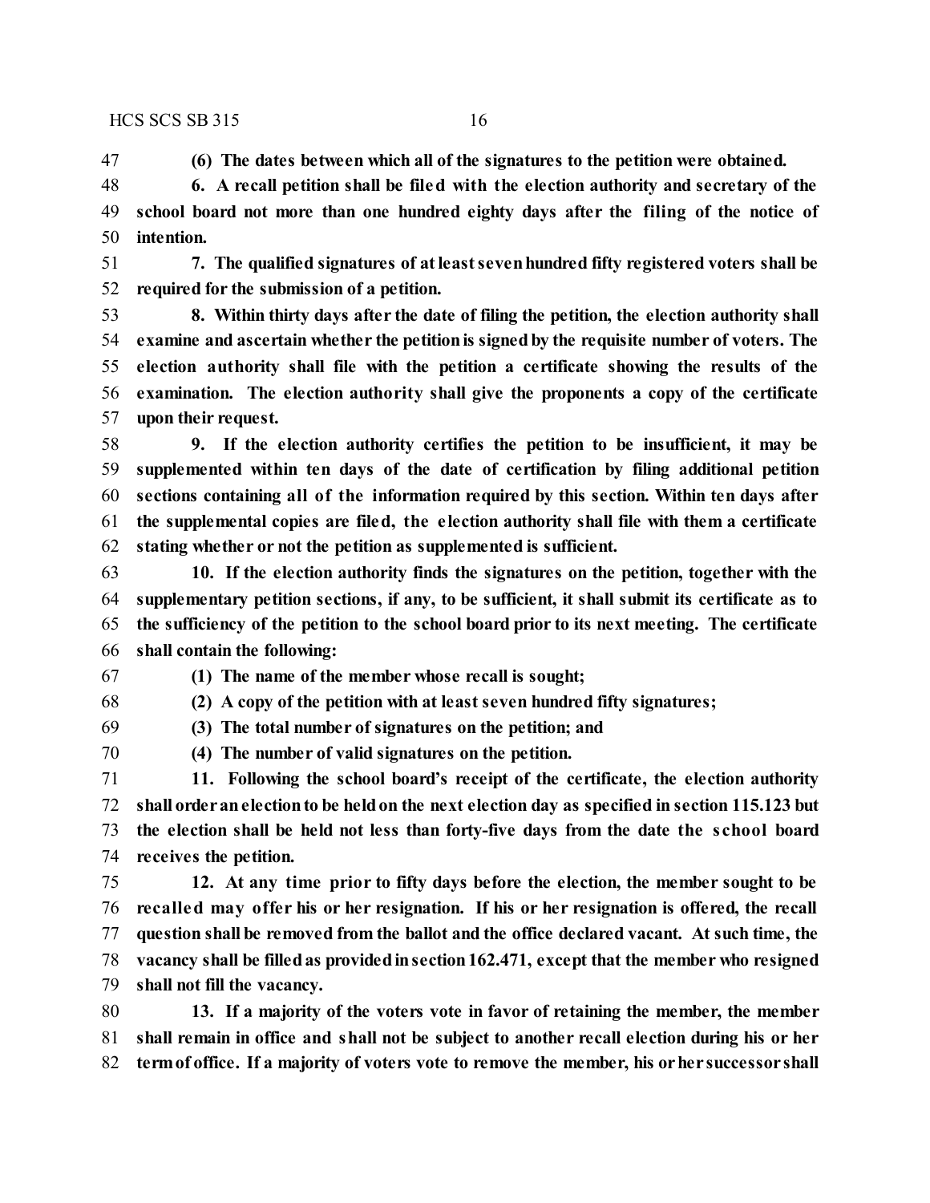**(6) The dates between which all of the signatures to the petition were obtained.**

**6. A recall petition shall be filed with the election authority and secretary of the school board not more than one hundred eighty days after the filing of the notice of intention.**

**7. The qualified signatures of at least seven hundred fifty registered voters shall be required for the submission of a petition.**

**8. Within thirty days after the date of filing the petition, the election authority shall examine and ascertain whether the petition is signed by the requisite number of voters. The election authority shall file with the petition a certificate showing the results of the examination. The election authority shall give the proponents a copy of the certificate upon their request.**

**9. If the election authority certifies the petition to be insufficient, it may be supplemented within ten days of the date of certification by filing additional petition sections containing all of the information required by this section. Within ten days after the supplemental copies are filed, the election authority shall file with them a certificate stating whether or not the petition as supplemented is sufficient.**

**10. If the election authority finds the signatures on the petition, together with the supplementary petition sections, if any, to be sufficient, it shall submit its certificate as to the sufficiency of the petition to the school board prior to its next meeting. The certificate shall contain the following:**

**(1) The name of the member whose recall is sought;**

**(2) A copy of the petition with at least seven hundred fifty signatures;**

**(3) The total number of signatures on the petition; and**

**(4) The number of valid signatures on the petition.**

**11. Following the school board's receipt of the certificate, the election authority shall order an election to be held on the next election day as specified in section 115.123 but the election shall be held not less than forty-five days from the date the school board receives the petition.**

**12. At any time prior to fifty days before the election, the member sought to be recalled may offer his or her resignation. If his or her resignation is offered, the recall question shall be removed from the ballot and the office declared vacant. At such time, the vacancy shall be filled as provided in section 162.471, except that the member who resigned shall not fill the vacancy.**

**13. If a majority of the voters vote in favor of retaining the member, the member shall remain in office and shall not be subject to another recall election during his or her term of office. If a majority of voters vote to remove the member, his or her successor shall**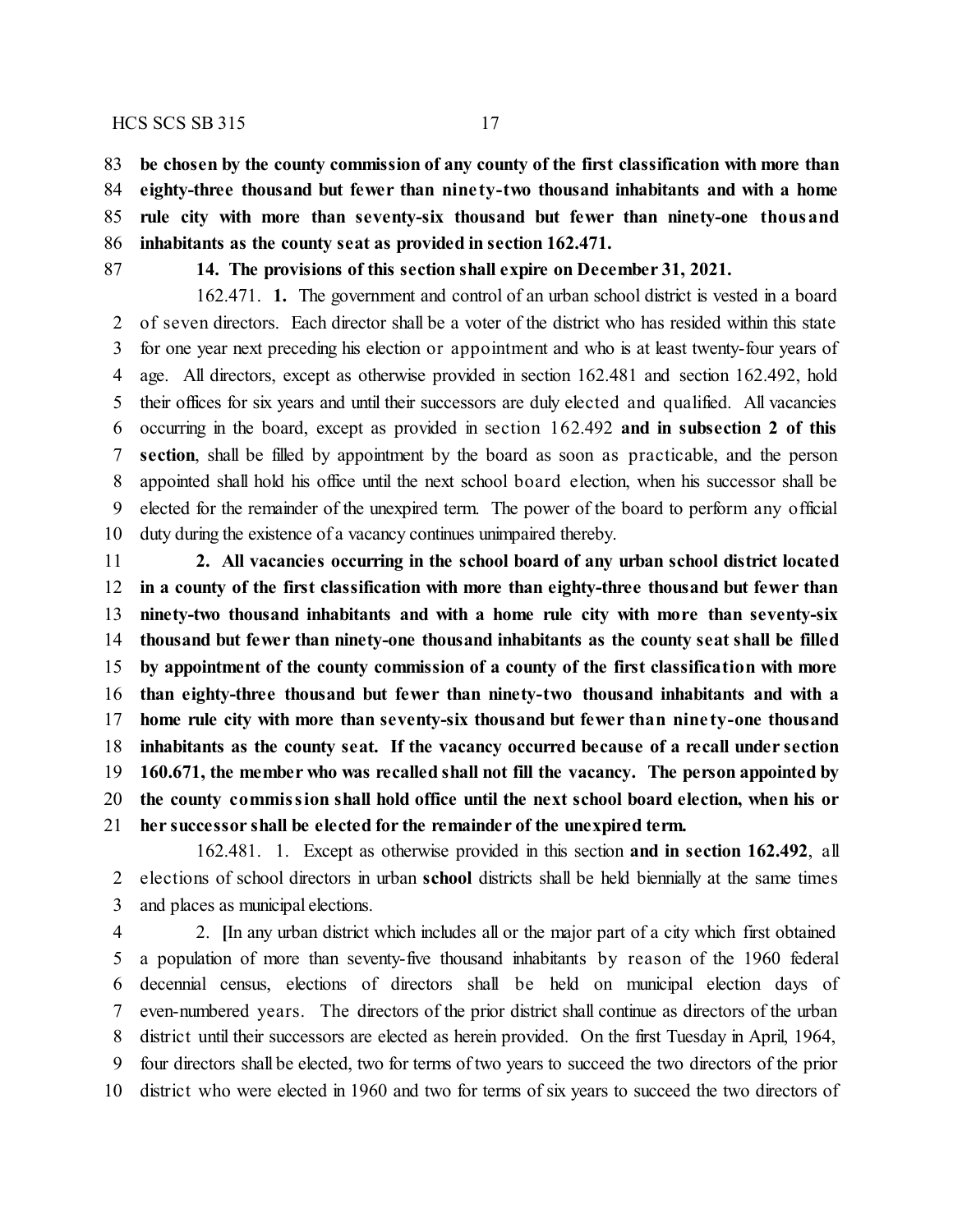83 **be chosen by the county commission of any county of the first classification with more than**
84 **eighty-three thousand but fewer than ninety-two thousand inhabitants and with a home**
85 **rule city with more than seventy-six thousand but fewer than ninety-one thousand**
86 **inhabitants as the county seat as provided in section 162.471.**

87 **14. The provisions of this section shall expire on December 31, 2021.**

162.471. **1.** The government and control of an urban school district is vested in a board
2 of seven directors. Each director shall be a voter of the district who has resided within this state
3 for one year next preceding his election or appointment and who is at least twenty-four years of
4 age. All directors, except as otherwise provided in section 162.481 and section 162.492, hold
5 their offices for six years and until their successors are duly elected and qualified. All vacancies
6 occurring in the board, except as provided in section 162.492 **and in subsection 2 of this**
7 **section**, shall be filled by appointment by the board as soon as practicable, and the person
8 appointed shall hold his office until the next school board election, when his successor shall be
9 elected for the remainder of the unexpired term. The power of the board to perform any official
10 duty during the existence of a vacancy continues unimpaired thereby.

11 **2. All vacancies occurring in the school board of any urban school district located**
12 **in a county of the first classification with more than eighty-three thousand but fewer than**
13 **ninety-two thousand inhabitants and with a home rule city with more than seventy-six**
14 **thousand but fewer than ninety-one thousand inhabitants as the county seat shall be filled**
15 **by appointment of the county commission of a county of the first classification with more**
16 **than eighty-three thousand but fewer than ninety-two thousand inhabitants and with a**
17 **home rule city with more than seventy-six thousand but fewer than ninety-one thousand**
18 **inhabitants as the county seat. If the vacancy occurred because of a recall under section**
19 **160.671, the member who was recalled shall not fill the vacancy. The person appointed by**
20 **the county commission shall hold office until the next school board election, when his or**
21 **her successor shall be elected for the remainder of the unexpired term.**

162.481. 1. Except as otherwise provided in this section **and in section 162.492**, all
2 elections of school directors in urban **school** districts shall be held biennially at the same times
3 and places as municipal elections.

4 2. **[**In any urban district which includes all or the major part of a city which first obtained
5 a population of more than seventy-five thousand inhabitants by reason of the 1960 federal
6 decennial census, elections of directors shall be held on municipal election days of
7 even-numbered years. The directors of the prior district shall continue as directors of the urban
8 district until their successors are elected as herein provided. On the first Tuesday in April, 1964,
9 four directors shall be elected, two for terms of two years to succeed the two directors of the prior
10 district who were elected in 1960 and two for terms of six years to succeed the two directors of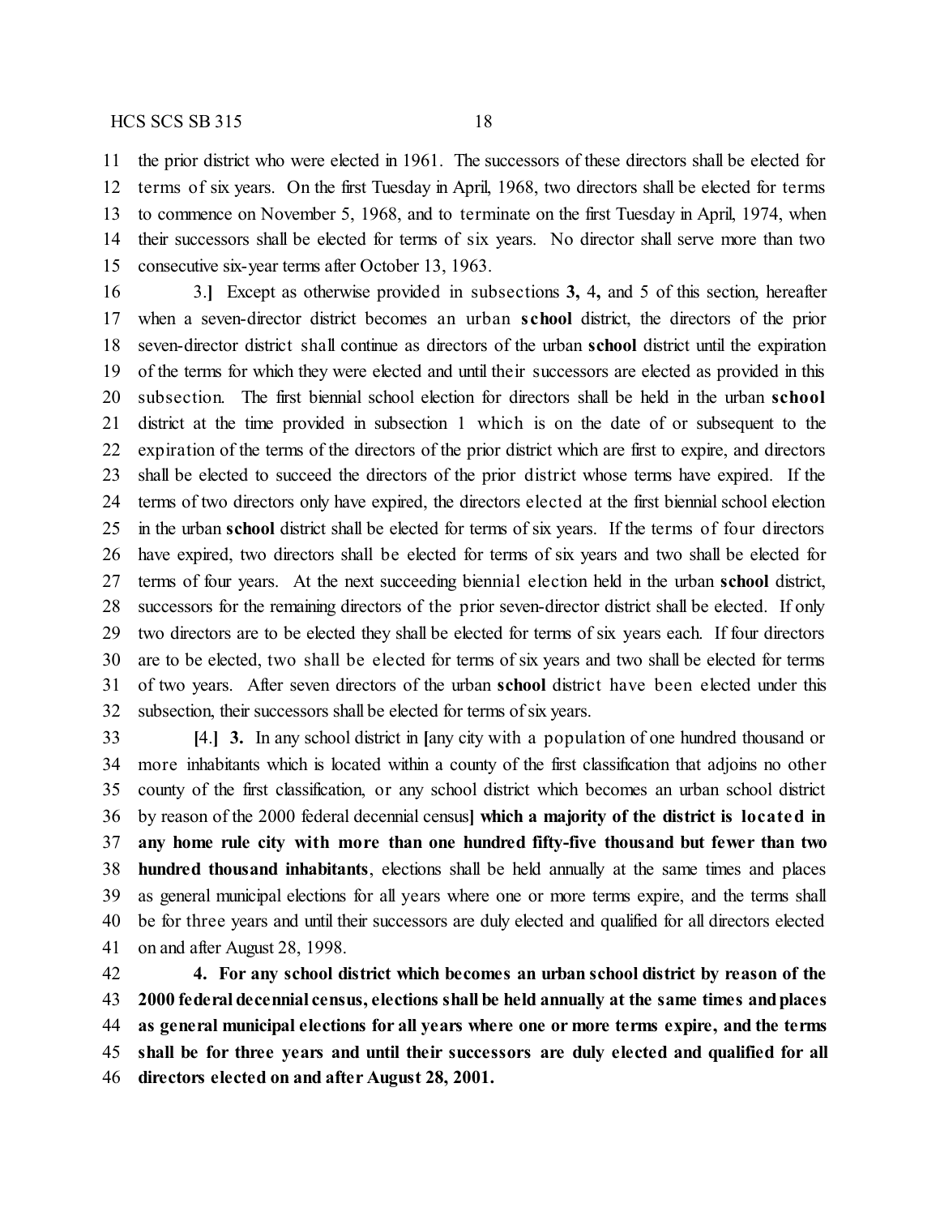11 the prior district who were elected in 1961. The successors of these directors shall be elected for
12 terms of six years. On the first Tuesday in April, 1968, two directors shall be elected for terms
13 to commence on November 5, 1968, and to terminate on the first Tuesday in April, 1974, when
14 their successors shall be elected for terms of six years. No director shall serve more than two
15 consecutive six-year terms after October 13, 1963.

16 3.] Except as otherwise provided in subsections **3,** 4**,** and 5 of this section, hereafter
17 when a seven-director district becomes an urban **school** district, the directors of the prior
18 seven-director district shall continue as directors of the urban **school** district until the expiration
19 of the terms for which they were elected and until their successors are elected as provided in this
20 subsection. The first biennial school election for directors shall be held in the urban **school**
21 district at the time provided in subsection 1 which is on the date of or subsequent to the
22 expiration of the terms of the directors of the prior district which are first to expire, and directors
23 shall be elected to succeed the directors of the prior district whose terms have expired. If the
24 terms of two directors only have expired, the directors elected at the first biennial school election
25 in the urban **school** district shall be elected for terms of six years. If the terms of four directors
26 have expired, two directors shall be elected for terms of six years and two shall be elected for
27 terms of four years. At the next succeeding biennial election held in the urban **school** district,
28 successors for the remaining directors of the prior seven-director district shall be elected. If only
29 two directors are to be elected they shall be elected for terms of six years each. If four directors
30 are to be elected, two shall be elected for terms of six years and two shall be elected for terms
31 of two years. After seven directors of the urban **school** district have been elected under this
32 subsection, their successors shall be elected for terms of six years.

33 [4.] **3.** In any school district in [any city with a population of one hundred thousand or
34 more inhabitants which is located within a county of the first classification that adjoins no other
35 county of the first classification, or any school district which becomes an urban school district
36 by reason of the 2000 federal decennial census] **which a majority of the district is located in**
37 **any home rule city with more than one hundred fifty-five thousand but fewer than two**
38 **hundred thousand inhabitants**, elections shall be held annually at the same times and places
39 as general municipal elections for all years where one or more terms expire, and the terms shall
40 be for three years and until their successors are duly elected and qualified for all directors elected
41 on and after August 28, 1998.

42 **4. For any school district which becomes an urban school district by reason of the**
43 **2000 federal decennial census, elections shall be held annually at the same times and places**
44 **as general municipal elections for all years where one or more terms expire, and the terms**
45 **shall be for three years and until their successors are duly elected and qualified for all**
46 **directors elected on and after August 28, 2001.**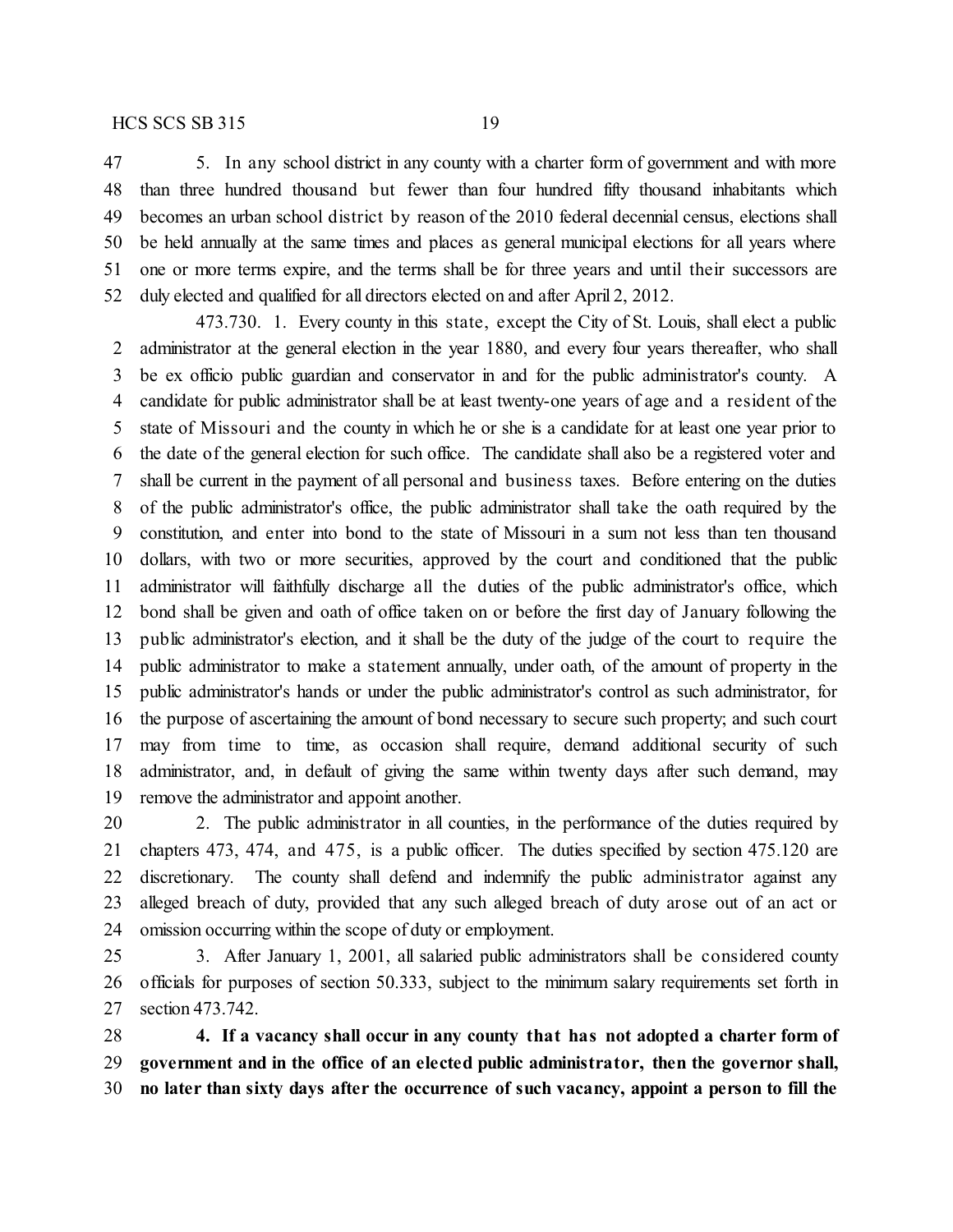5. In any school district in any county with a charter form of government and with more than three hundred thousand but fewer than four hundred fifty thousand inhabitants which becomes an urban school district by reason of the 2010 federal decennial census, elections shall be held annually at the same times and places as general municipal elections for all years where one or more terms expire, and the terms shall be for three years and until their successors are duly elected and qualified for all directors elected on and after April 2, 2012.

473.730. 1. Every county in this state, except the City of St. Louis, shall elect a public administrator at the general election in the year 1880, and every four years thereafter, who shall be ex officio public guardian and conservator in and for the public administrator's county. A candidate for public administrator shall be at least twenty-one years of age and a resident of the state of Missouri and the county in which he or she is a candidate for at least one year prior to the date of the general election for such office. The candidate shall also be a registered voter and shall be current in the payment of all personal and business taxes. Before entering on the duties of the public administrator's office, the public administrator shall take the oath required by the constitution, and enter into bond to the state of Missouri in a sum not less than ten thousand dollars, with two or more securities, approved by the court and conditioned that the public administrator will faithfully discharge all the duties of the public administrator's office, which bond shall be given and oath of office taken on or before the first day of January following the public administrator's election, and it shall be the duty of the judge of the court to require the public administrator to make a statement annually, under oath, of the amount of property in the public administrator's hands or under the public administrator's control as such administrator, for the purpose of ascertaining the amount of bond necessary to secure such property; and such court may from time to time, as occasion shall require, demand additional security of such administrator, and, in default of giving the same within twenty days after such demand, may remove the administrator and appoint another.

2. The public administrator in all counties, in the performance of the duties required by chapters 473, 474, and 475, is a public officer. The duties specified by section 475.120 are discretionary. The county shall defend and indemnify the public administrator against any alleged breach of duty, provided that any such alleged breach of duty arose out of an act or omission occurring within the scope of duty or employment.

3. After January 1, 2001, all salaried public administrators shall be considered county officials for purposes of section 50.333, subject to the minimum salary requirements set forth in section 473.742.

**4. If a vacancy shall occur in any county that has not adopted a charter form of government and in the office of an elected public administrator, then the governor shall, no later than sixty days after the occurrence of such vacancy, appoint a person to fill the**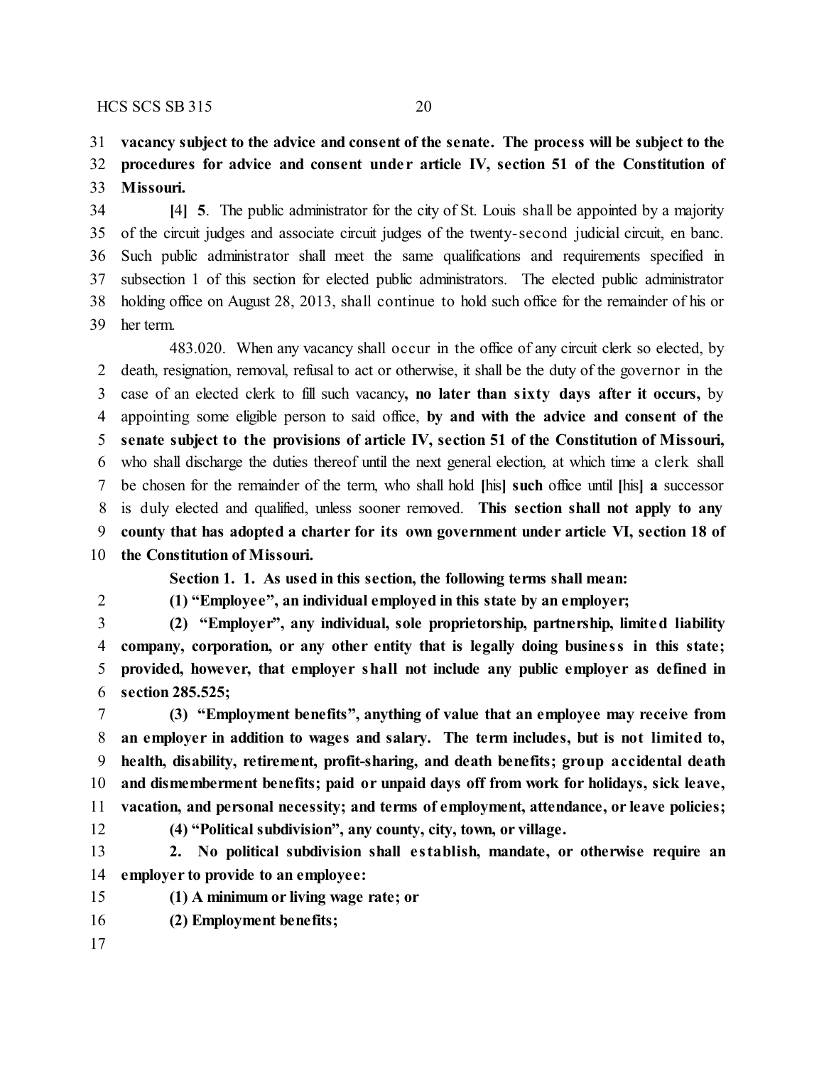**vacancy subject to the advice and consent of the senate. The process will be subject to the procedures for advice and consent under article IV, section 51 of the Constitution of Missouri.**

[4] **5**. The public administrator for the city of St. Louis shall be appointed by a majority of the circuit judges and associate circuit judges of the twenty-second judicial circuit, en banc. Such public administrator shall meet the same qualifications and requirements specified in subsection 1 of this section for elected public administrators. The elected public administrator holding office on August 28, 2013, shall continue to hold such office for the remainder of his or her term.

483.020. When any vacancy shall occur in the office of any circuit clerk so elected, by death, resignation, removal, refusal to act or otherwise, it shall be the duty of the governor in the case of an elected clerk to fill such vacancy**, no later than sixty days after it occurs,** by appointing some eligible person to said office, **by and with the advice and consent of the senate subject to the provisions of article IV, section 51 of the Constitution of Missouri,** who shall discharge the duties thereof until the next general election, at which time a clerk shall be chosen for the remainder of the term, who shall hold [his] **such** office until [his] **a** successor is duly elected and qualified, unless sooner removed. **This section shall not apply to any county that has adopted a charter for its own government under article VI, section 18 of the Constitution of Missouri.**

**Section 1. 1. As used in this section, the following terms shall mean:**

**(1) "Employee", an individual employed in this state by an employer;**

**(2) "Employer", any individual, sole proprietorship, partnership, limited liability company, corporation, or any other entity that is legally doing business in this state; provided, however, that employer shall not include any public employer as defined in section 285.525;**

**(3) "Employment benefits", anything of value that an employee may receive from an employer in addition to wages and salary. The term includes, but is not limited to, health, disability, retirement, profit-sharing, and death benefits; group accidental death and dismemberment benefits; paid or unpaid days off from work for holidays, sick leave, vacation, and personal necessity; and terms of employment, attendance, or leave policies;**

**(4) "Political subdivision", any county, city, town, or village.**

**2. No political subdivision shall establish, mandate, or otherwise require an employer to provide to an employee:**

**(1) A minimum or living wage rate; or**

**(2) Employment benefits;**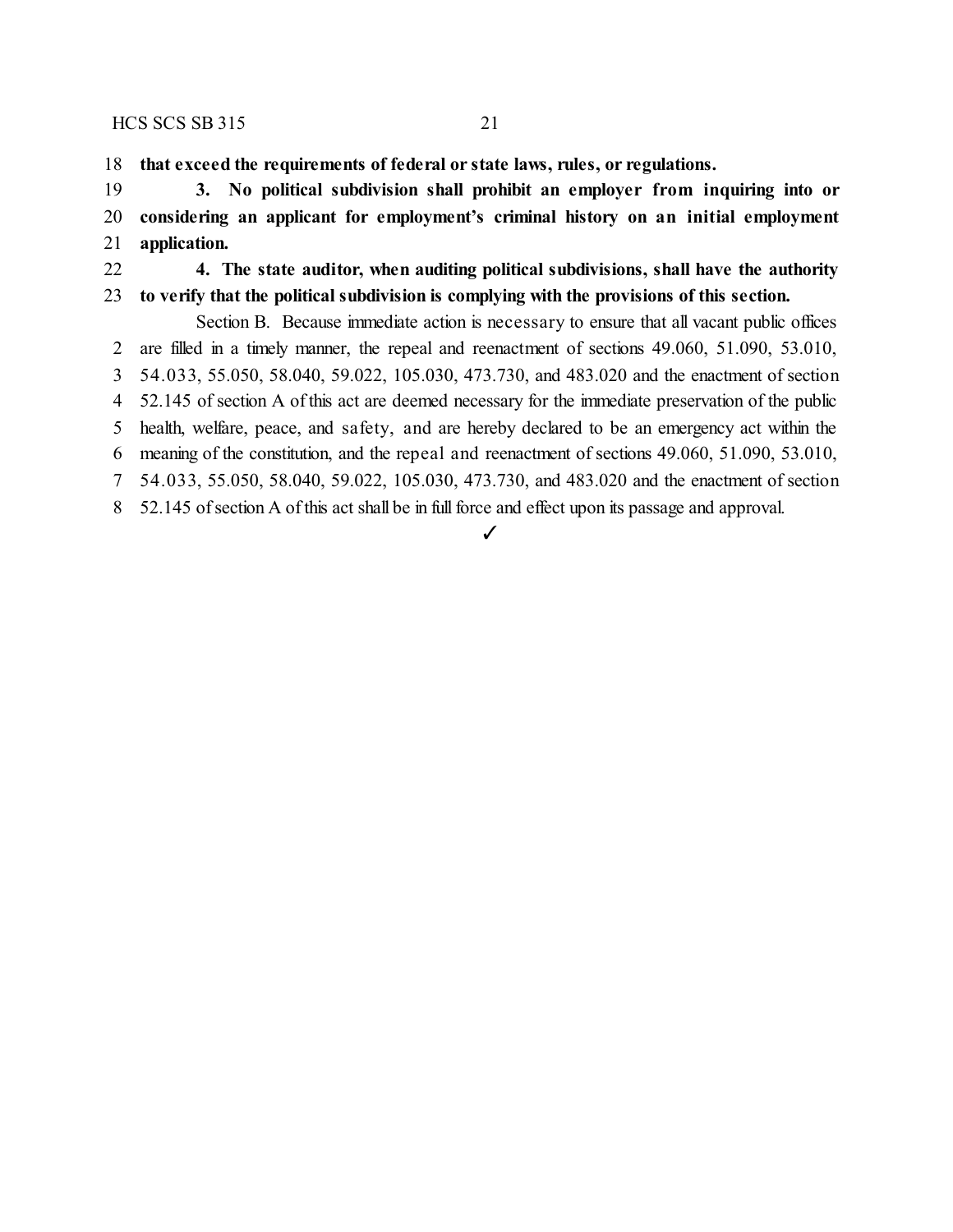**that exceed the requirements of federal or state laws, rules, or regulations.**

**3. No political subdivision shall prohibit an employer from inquiring into or considering an applicant for employment's criminal history on an initial employment application.**

**4. The state auditor, when auditing political subdivisions, shall have the authority to verify that the political subdivision is complying with the provisions of this section.**

Section B. Because immediate action is necessary to ensure that all vacant public offices are filled in a timely manner, the repeal and reenactment of sections 49.060, 51.090, 53.010, 54.033, 55.050, 58.040, 59.022, 105.030, 473.730, and 483.020 and the enactment of section 52.145 of section A of this act are deemed necessary for the immediate preservation of the public health, welfare, peace, and safety, and are hereby declared to be an emergency act within the meaning of the constitution, and the repeal and reenactment of sections 49.060, 51.090, 53.010, 54.033, 55.050, 58.040, 59.022, 105.030, 473.730, and 483.020 and the enactment of section 52.145 of section A of this act shall be in full force and effect upon its passage and approval.

✓